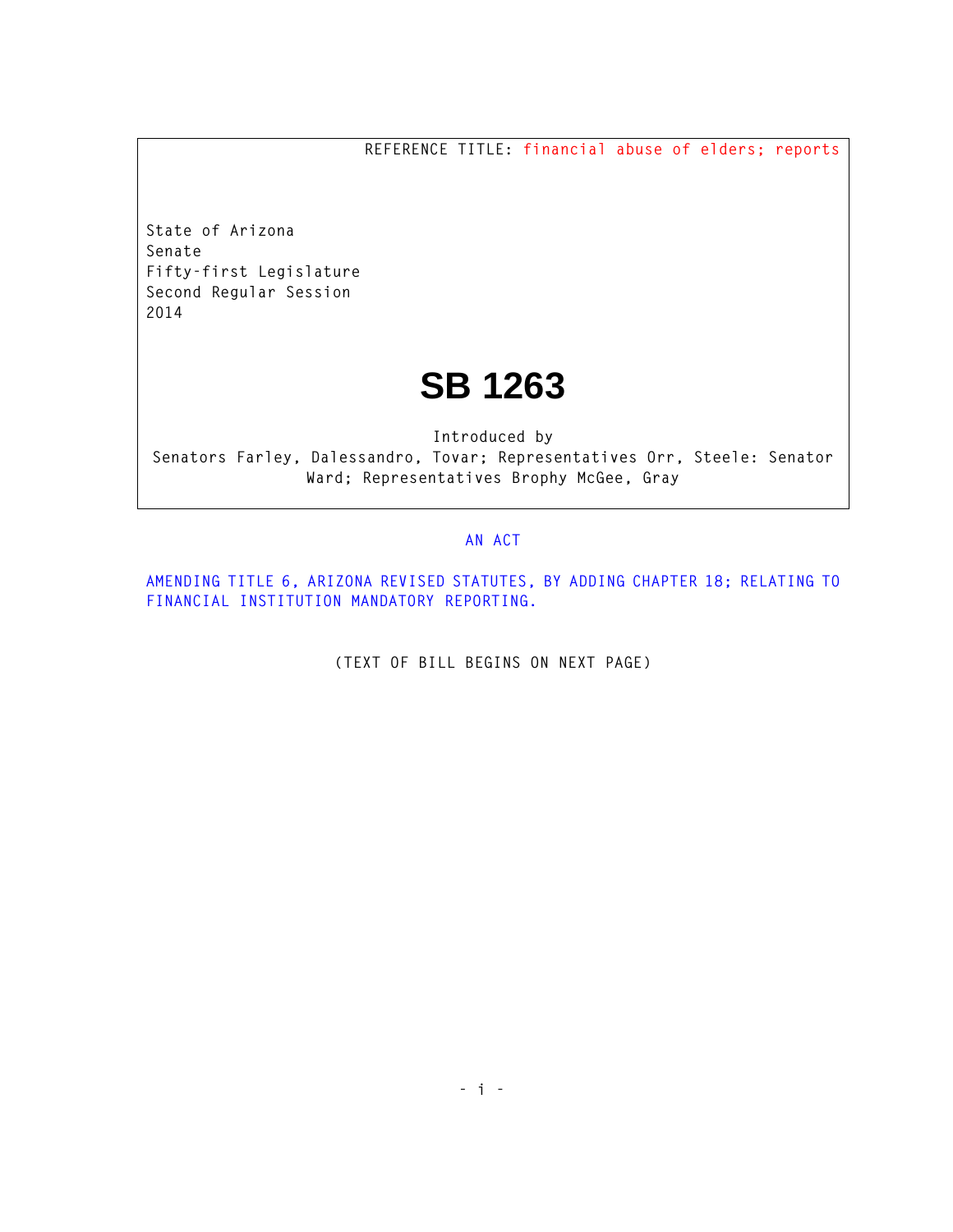REFERENCE TITLE: financial abuse of elders; reports

State of Arizona
Senate
Fifty-first Legislature
Second Regular Session
2014

# SB 1263

Introduced by
Senators Farley, Dalessandro, Tovar; Representatives Orr, Steele: Senator Ward; Representatives Brophy McGee, Gray

AN ACT

AMENDING TITLE 6, ARIZONA REVISED STATUTES, BY ADDING CHAPTER 18; RELATING TO FINANCIAL INSTITUTION MANDATORY REPORTING.

(TEXT OF BILL BEGINS ON NEXT PAGE)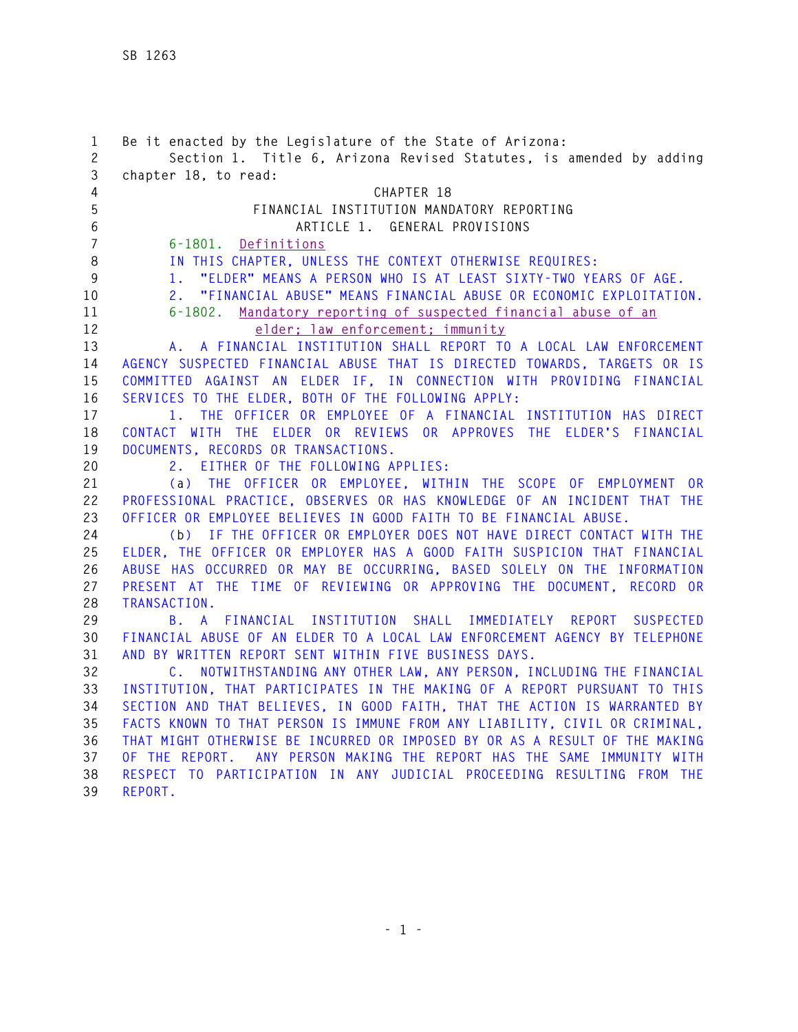Be it enacted by the Legislature of the State of Arizona:

Section 1. Title 6, Arizona Revised Statutes, is amended by adding chapter 18, to read:

CHAPTER 18

FINANCIAL INSTITUTION MANDATORY REPORTING

ARTICLE 1. GENERAL PROVISIONS

6-1801. Definitions

IN THIS CHAPTER, UNLESS THE CONTEXT OTHERWISE REQUIRES:

1. "ELDER" MEANS A PERSON WHO IS AT LEAST SIXTY-TWO YEARS OF AGE.

2. "FINANCIAL ABUSE" MEANS FINANCIAL ABUSE OR ECONOMIC EXPLOITATION.

6-1802. Mandatory reporting of suspected financial abuse of an elder; law enforcement; immunity

A. A FINANCIAL INSTITUTION SHALL REPORT TO A LOCAL LAW ENFORCEMENT AGENCY SUSPECTED FINANCIAL ABUSE THAT IS DIRECTED TOWARDS, TARGETS OR IS COMMITTED AGAINST AN ELDER IF, IN CONNECTION WITH PROVIDING FINANCIAL SERVICES TO THE ELDER, BOTH OF THE FOLLOWING APPLY:

1. THE OFFICER OR EMPLOYEE OF A FINANCIAL INSTITUTION HAS DIRECT CONTACT WITH THE ELDER OR REVIEWS OR APPROVES THE ELDER'S FINANCIAL DOCUMENTS, RECORDS OR TRANSACTIONS.

2. EITHER OF THE FOLLOWING APPLIES:

(a) THE OFFICER OR EMPLOYEE, WITHIN THE SCOPE OF EMPLOYMENT OR PROFESSIONAL PRACTICE, OBSERVES OR HAS KNOWLEDGE OF AN INCIDENT THAT THE OFFICER OR EMPLOYEE BELIEVES IN GOOD FAITH TO BE FINANCIAL ABUSE.

(b) IF THE OFFICER OR EMPLOYER DOES NOT HAVE DIRECT CONTACT WITH THE ELDER, THE OFFICER OR EMPLOYER HAS A GOOD FAITH SUSPICION THAT FINANCIAL ABUSE HAS OCCURRED OR MAY BE OCCURRING, BASED SOLELY ON THE INFORMATION PRESENT AT THE TIME OF REVIEWING OR APPROVING THE DOCUMENT, RECORD OR TRANSACTION.

B. A FINANCIAL INSTITUTION SHALL IMMEDIATELY REPORT SUSPECTED FINANCIAL ABUSE OF AN ELDER TO A LOCAL LAW ENFORCEMENT AGENCY BY TELEPHONE AND BY WRITTEN REPORT SENT WITHIN FIVE BUSINESS DAYS.

C. NOTWITHSTANDING ANY OTHER LAW, ANY PERSON, INCLUDING THE FINANCIAL INSTITUTION, THAT PARTICIPATES IN THE MAKING OF A REPORT PURSUANT TO THIS SECTION AND THAT BELIEVES, IN GOOD FAITH, THAT THE ACTION IS WARRANTED BY FACTS KNOWN TO THAT PERSON IS IMMUNE FROM ANY LIABILITY, CIVIL OR CRIMINAL, THAT MIGHT OTHERWISE BE INCURRED OR IMPOSED BY OR AS A RESULT OF THE MAKING OF THE REPORT. ANY PERSON MAKING THE REPORT HAS THE SAME IMMUNITY WITH RESPECT TO PARTICIPATION IN ANY JUDICIAL PROCEEDING RESULTING FROM THE REPORT.